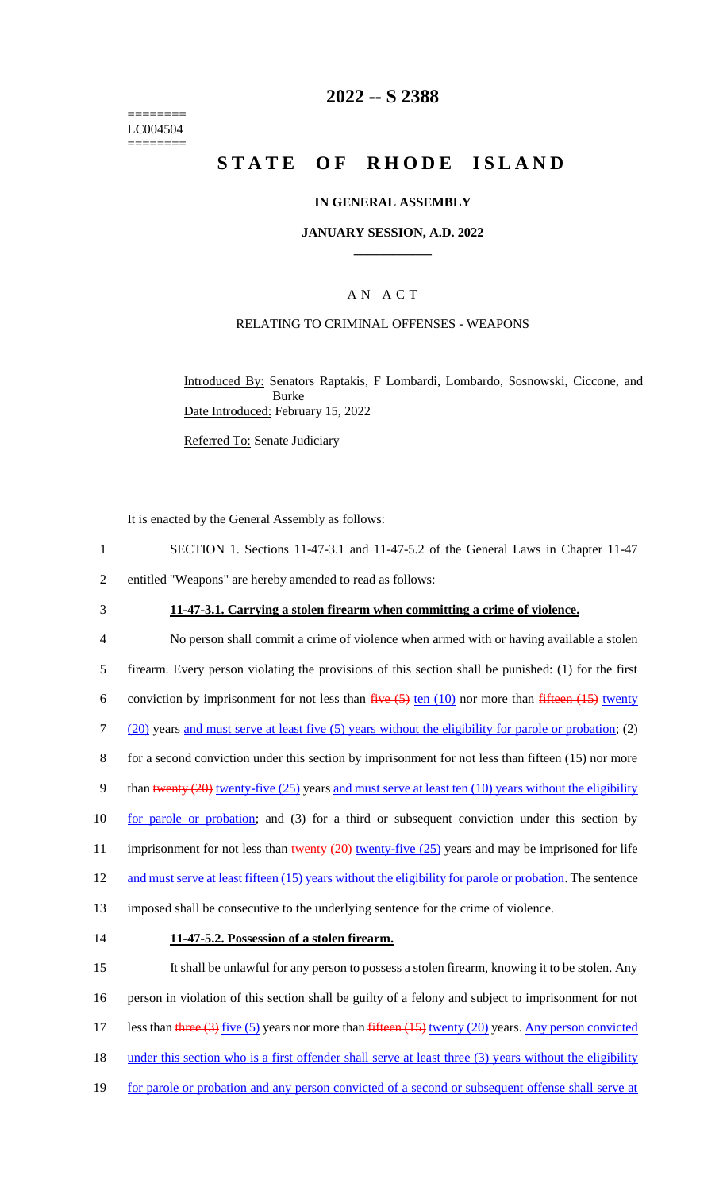========
LC004504
========

# 2022 -- S 2388

# STATE OF RHODE ISLAND

## IN GENERAL ASSEMBLY

### JANUARY SESSION, A.D. 2022

---

A N A C T

RELATING TO CRIMINAL OFFENSES - WEAPONS

Introduced By: Senators Raptakis, F Lombardi, Lombardo, Sosnowski, Ciccone, and Burke

Date Introduced: February 15, 2022

Referred To: Senate Judiciary

It is enacted by the General Assembly as follows:

SECTION 1. Sections 11-47-3.1 and 11-47-5.2 of the General Laws in Chapter 11-47 entitled "Weapons" are hereby amended to read as follows:

**11-47-3.1. Carrying a stolen firearm when committing a crime of violence.**

No person shall commit a crime of violence when armed with or having available a stolen firearm. Every person violating the provisions of this section shall be punished: (1) for the first conviction by imprisonment for not less than ~~five (5)~~ <u>ten (10)</u> nor more than ~~fifteen (15)~~ <u>twenty (20)</u> years <u>and must serve at least five (5) years without the eligibility for parole or probation</u>; (2) for a second conviction under this section by imprisonment for not less than fifteen (15) nor more than ~~twenty (20)~~ <u>twenty-five (25)</u> years <u>and must serve at least ten (10) years without the eligibility for parole or probation</u>; and (3) for a third or subsequent conviction under this section by imprisonment for not less than ~~twenty (20)~~ <u>twenty-five (25)</u> years and may be imprisoned for life <u>and must serve at least fifteen (15) years without the eligibility for parole or probation</u>. The sentence imposed shall be consecutive to the underlying sentence for the crime of violence.

**11-47-5.2. Possession of a stolen firearm.**

It shall be unlawful for any person to possess a stolen firearm, knowing it to be stolen. Any person in violation of this section shall be guilty of a felony and subject to imprisonment for not less than ~~three (3)~~ <u>five (5)</u> years nor more than ~~fifteen (15)~~ <u>twenty (20)</u> years. <u>Any person convicted under this section who is a first offender shall serve at least three (3) years without the eligibility for parole or probation and any person convicted of a second or subsequent offense shall serve at</u>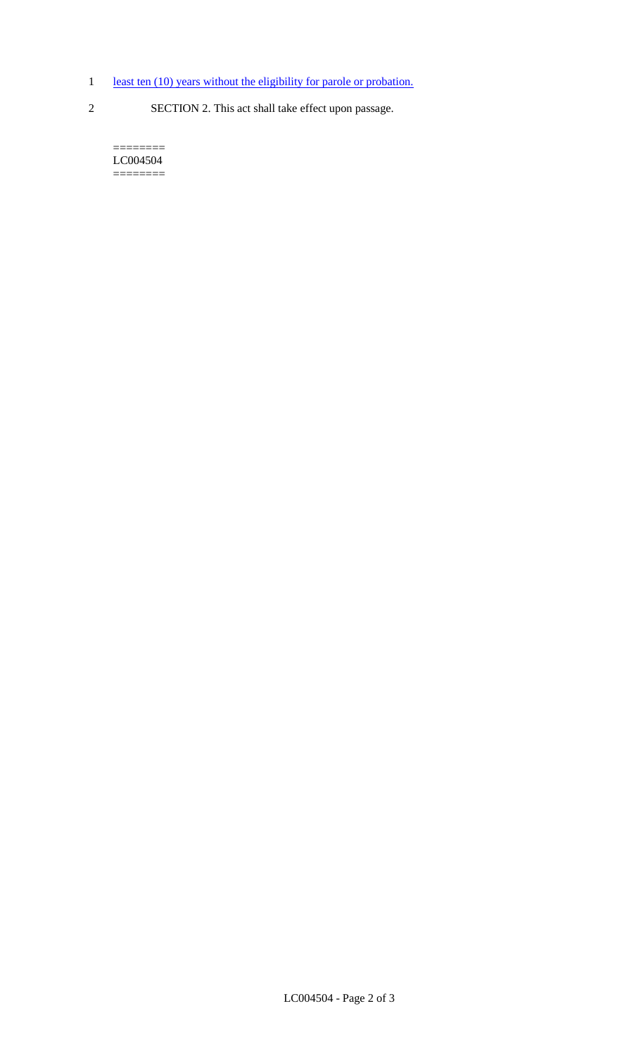1 least ten (10) years without the eligibility for parole or probation.

2 SECTION 2. This act shall take effect upon passage.

========
LC004504
========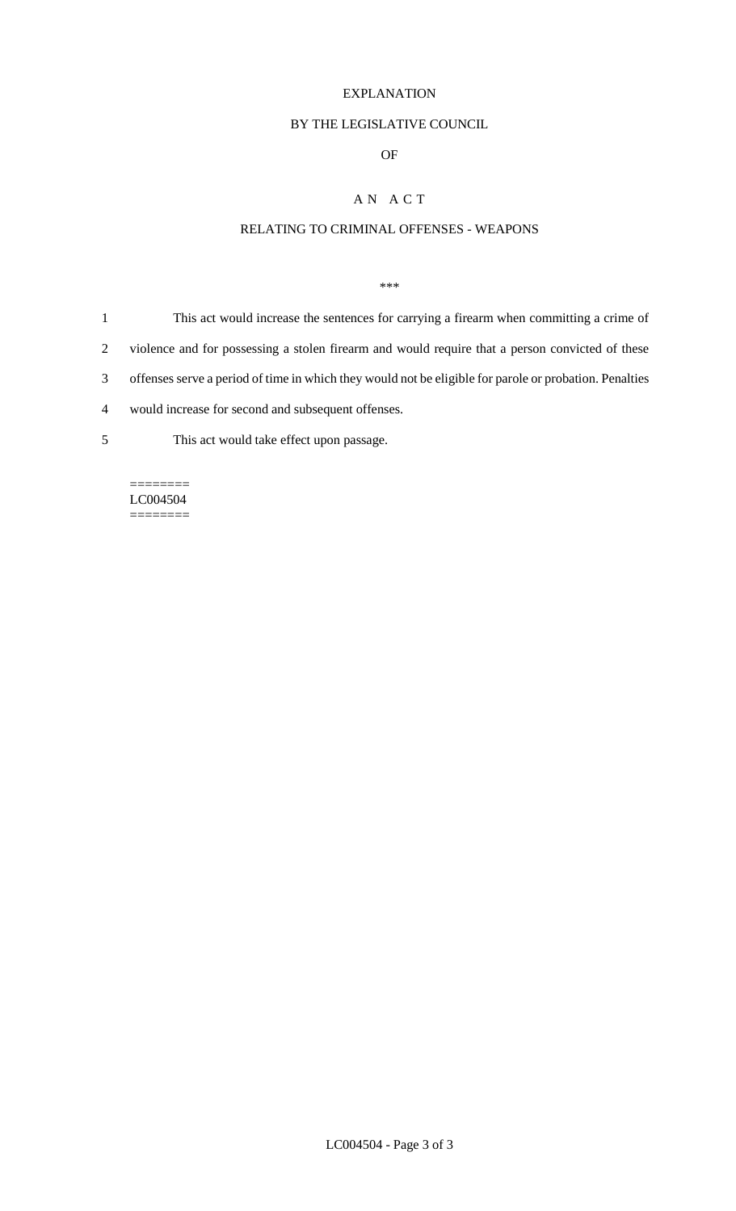EXPLANATION

BY THE LEGISLATIVE COUNCIL

OF

A N A C T

RELATING TO CRIMINAL OFFENSES - WEAPONS

\*\*\*

1 This act would increase the sentences for carrying a firearm when committing a crime of
2 violence and for possessing a stolen firearm and would require that a person convicted of these
3 offenses serve a period of time in which they would not be eligible for parole or probation. Penalties
4 would increase for second and subsequent offenses.
5 This act would take effect upon passage.

========
LC004504
========